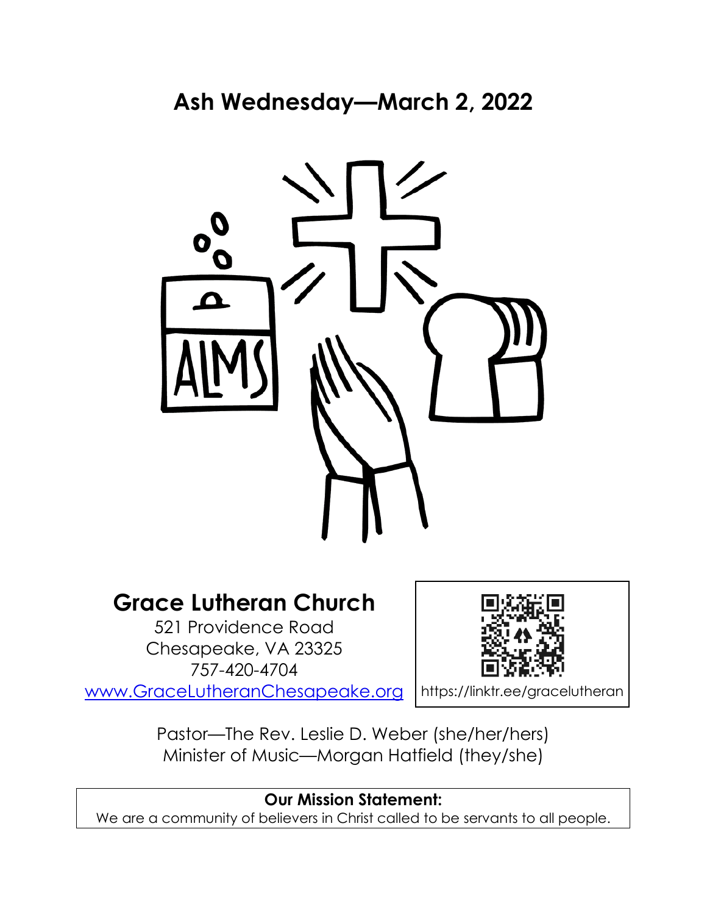# Ash Wednesday—March 2, 2022

ALMS

## Grace Lutheran Church

521 Providence Road
Chesapeake, VA 23325
757-420-4704
[www.GraceLutheranChesapeake.org](http://www.GraceLutheranChesapeake.org)

https://linktr.ee/gracelutheran

Pastor—The Rev. Leslie D. Weber (she/her/hers)
Minister of Music—Morgan Hatfield (they/she)

**Our Mission Statement:**
We are a community of believers in Christ called to be servants to all people.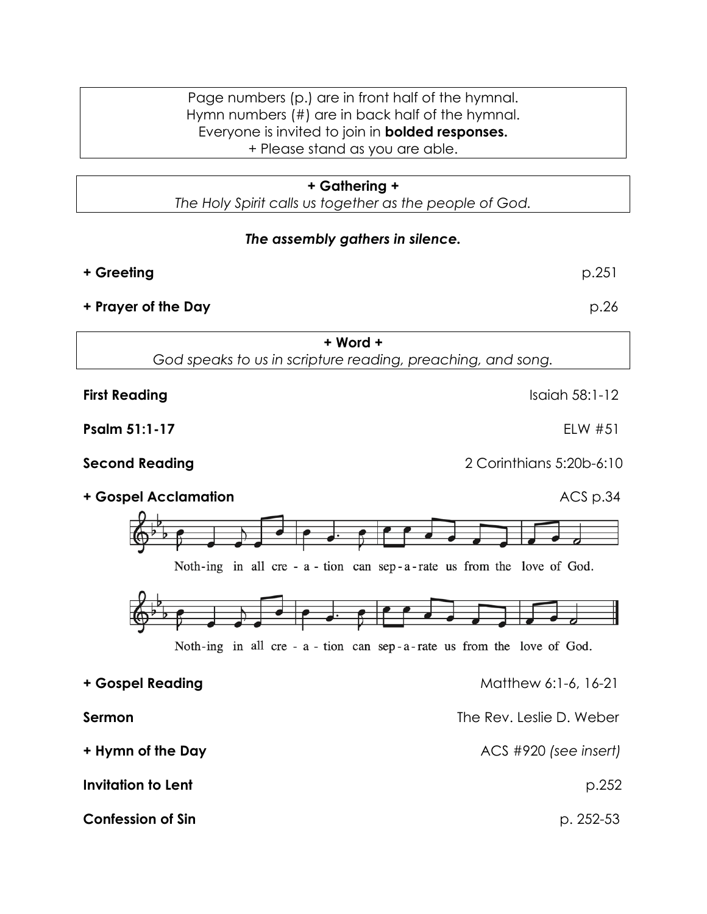Page numbers (p.) are in front half of the hymnal.
Hymn numbers (#) are in back half of the hymnal.
Everyone is invited to join in **bolded responses.**
+ Please stand as you are able.

## + Gathering +

*The Holy Spirit calls us together as the people of God.*

***The assembly gathers in silence.***

**+ Greeting** p.251

**+ Prayer of the Day** p.26

## + Word +

*God speaks to us in scripture reading, preaching, and song.*

**First Reading** Isaiah 58:1-12

**Psalm 51:1-17** ELW #51

**Second Reading** 2 Corinthians 5:20b-6:10

**+ Gospel Acclamation** ACS p.34

Noth-ing in all cre - a - tion can sep-a-rate us from the love of God.

Noth-ing in all cre - a - tion can sep-a-rate us from the love of God.

**+ Gospel Reading** Matthew 6:1-6, 16-21

**Sermon** The Rev. Leslie D. Weber

**+ Hymn of the Day** ACS #920 *(see insert)*

**Invitation to Lent** p.252

**Confession of Sin** p. 252-53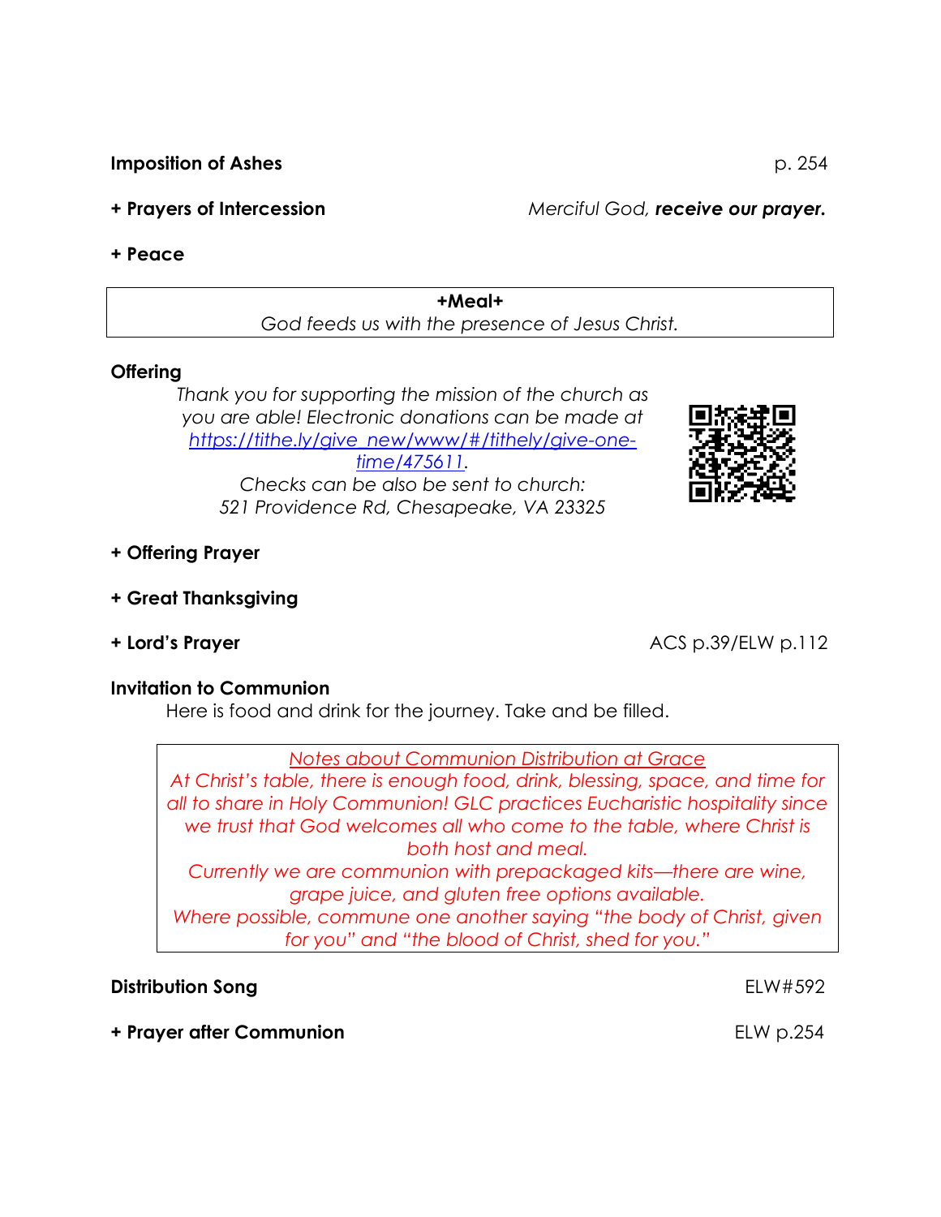**Imposition of Ashes** p. 254

**+ Prayers of Intercession** *Merciful God, **receive our prayer.***

**+ Peace**

**+Meal+**

*God feeds us with the presence of Jesus Christ.*

**Offering**

*Thank you for supporting the mission of the church as you are able! Electronic donations can be made at [https://tithe.ly/give_new/www/#/tithely/give-one-time/475611](https://tithe.ly/give_new/www/#/tithely/give-one-time/475611).*
*Checks can be also be sent to church:*
*521 Providence Rd, Chesapeake, VA 23325*

**+ Offering Prayer**

**+ Great Thanksgiving**

**+ Lord's Prayer** ACS p.39/ELW p.112

**Invitation to Communion**

Here is food and drink for the journey. Take and be filled.

*Notes about Communion Distribution at Grace*
*At Christ's table, there is enough food, drink, blessing, space, and time for all to share in Holy Communion! GLC practices Eucharistic hospitality since we trust that God welcomes all who come to the table, where Christ is both host and meal.*
*Currently we are communion with prepackaged kits—there are wine, grape juice, and gluten free options available.*
*Where possible, commune one another saying "the body of Christ, given for you" and "the blood of Christ, shed for you."*

**Distribution Song** ELW#592

**+ Prayer after Communion** ELW p.254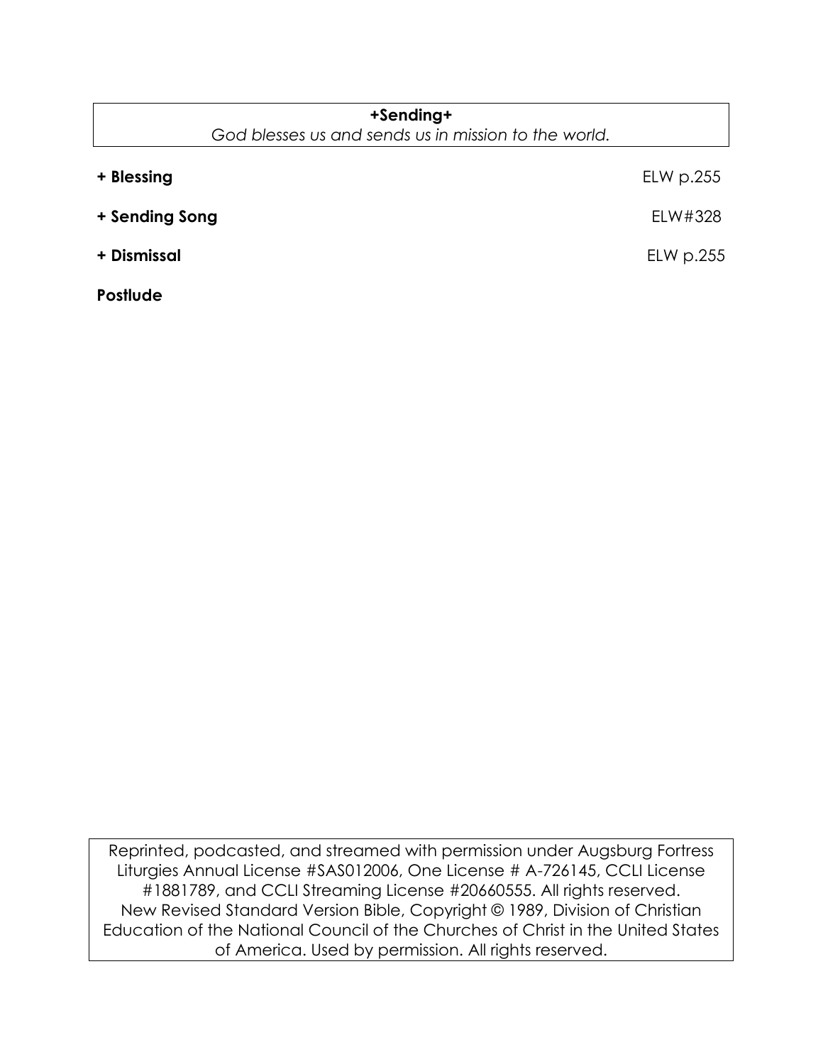**+Sending+**

*God blesses us and sends us in mission to the world.*

**+ Blessing** ELW p.255

**+ Sending Song** ELW#328

**+ Dismissal** ELW p.255

**Postlude**

Reprinted, podcasted, and streamed with permission under Augsburg Fortress Liturgies Annual License #SAS012006, One License # A-726145, CCLI License #1881789, and CCLI Streaming License #20660555. All rights reserved. New Revised Standard Version Bible, Copyright © 1989, Division of Christian Education of the National Council of the Churches of Christ in the United States of America. Used by permission. All rights reserved.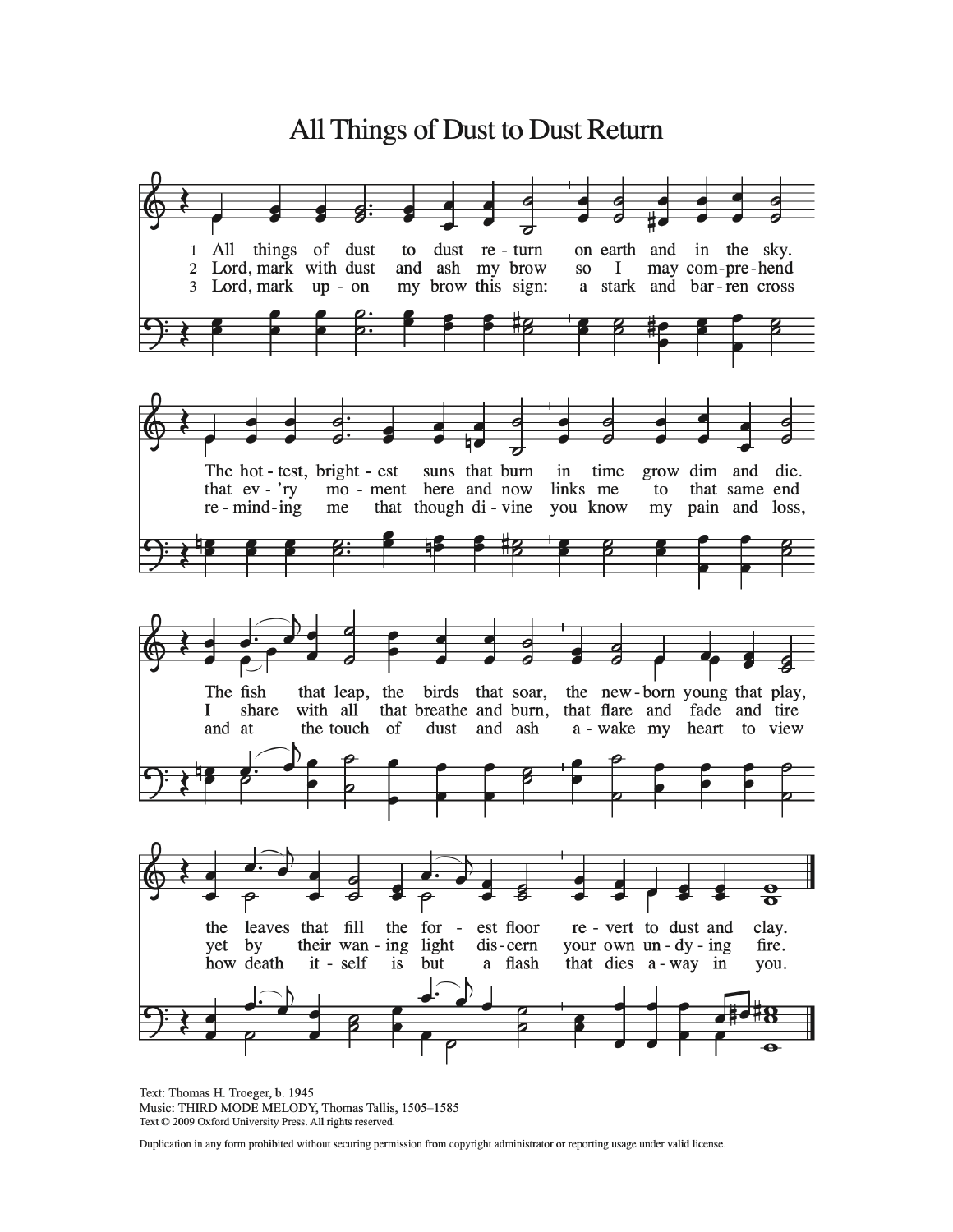# All Things of Dust to Dust Return

1 All things of dust to dust re-turn on earth and in the sky.
The hot-test, bright-est suns that burn in time grow dim and die.
The fish that leap, the birds that soar, the new-born young that play,
the leaves that fill the for-est floor re-vert to dust and clay.

2 Lord, mark with dust and ash my brow so I may com-pre-hend
that ev-'ry mo-ment here and now links me to that same end
I share with all that breathe and burn, that flare and fade and tire
yet by their wan-ing light dis-cern your own un-dy-ing fire.

3 Lord, mark up-on my brow this sign: a stark and bar-ren cross
re-mind-ing me that though di-vine you know my pain and loss,
and at the touch of dust and ash a-wake my heart to view
how death it-self is but a flash that dies a-way in you.

Text: Thomas H. Troeger, b. 1945
Music: THIRD MODE MELODY, Thomas Tallis, 1505–1585
Text © 2009 Oxford University Press. All rights reserved.

Duplication in any form prohibited without securing permission from copyright administrator or reporting usage under valid license.